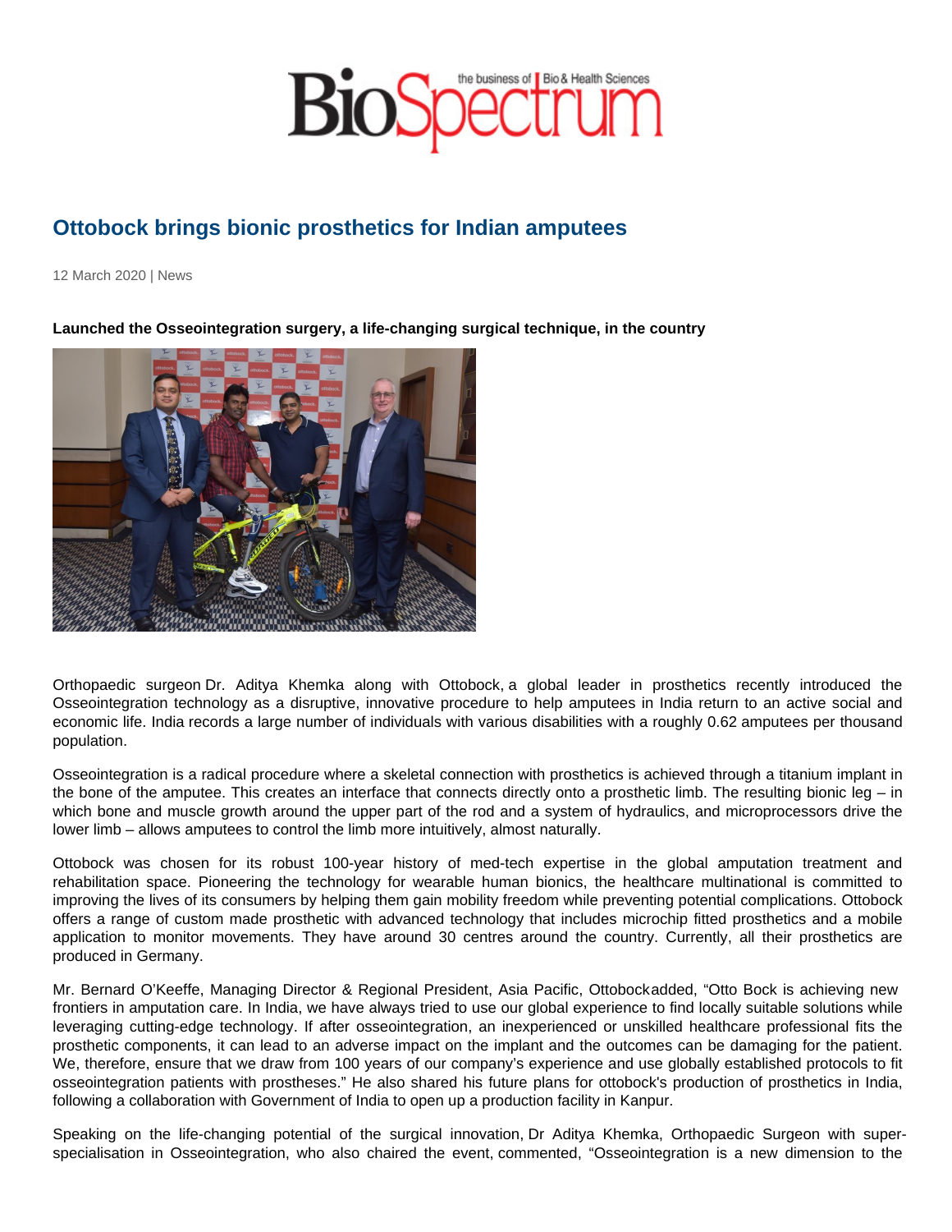# Ottobock brings bionic prosthetics for Indian amputees

12 March 2020 | News

**Launched the Osseointegration surgery, a life-changing surgical technique, in the country**

Orthopaedic surgeon Dr. Aditya Khemka along with Ottobock, a global leader in prosthetics recently introduced the Osseointegration technology as a disruptive, innovative procedure to help amputees in India return to an active social and economic life. India records a large number of individuals with various disabilities with a roughly 0.62 amputees per thousand population.

Osseointegration is a radical procedure where a skeletal connection with prosthetics is achieved through a titanium implant in the bone of the amputee. This creates an interface that connects directly onto a prosthetic limb. The resulting bionic leg – in which bone and muscle growth around the upper part of the rod and a system of hydraulics, and microprocessors drive the lower limb – allows amputees to control the limb more intuitively, almost naturally.

Ottobock was chosen for its robust 100-year history of med-tech expertise in the global amputation treatment and rehabilitation space. Pioneering the technology for wearable human bionics, the healthcare multinational is committed to improving the lives of its consumers by helping them gain mobility freedom while preventing potential complications. Ottobock offers a range of custom made prosthetic with advanced technology that includes microchip fitted prosthetics and a mobile application to monitor movements. They have around 30 centres around the country. Currently, all their prosthetics are produced in Germany.

Mr. Bernard O'Keeffe, Managing Director & Regional President, Asia Pacific, Ottobockadded, "Otto Bock is achieving new frontiers in amputation care. In India, we have always tried to use our global experience to find locally suitable solutions while leveraging cutting-edge technology. If after osseointegration, an inexperienced or unskilled healthcare professional fits the prosthetic components, it can lead to an adverse impact on the implant and the outcomes can be damaging for the patient. We, therefore, ensure that we draw from 100 years of our company's experience and use globally established protocols to fit osseointegration patients with prostheses." He also shared his future plans for ottobock's production of prosthetics in India, following a collaboration with Government of India to open up a production facility in Kanpur.

Speaking on the life-changing potential of the surgical innovation, Dr Aditya Khemka, Orthopaedic Surgeon with super-specialisation in Osseointegration, who also chaired the event, commented, "Osseointegration is a new dimension to the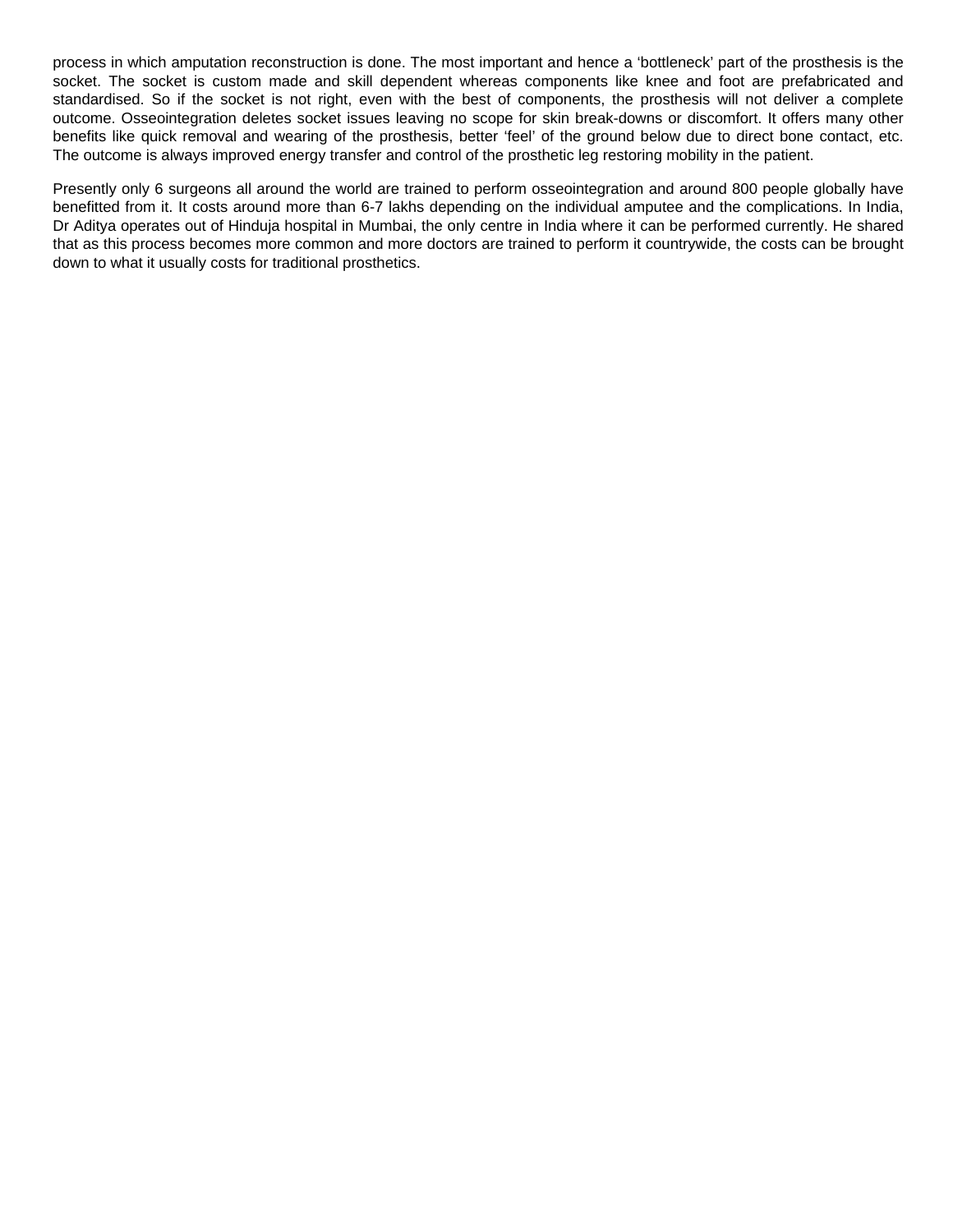process in which amputation reconstruction is done. The most important and hence a 'bottleneck' part of the prosthesis is the socket. The socket is custom made and skill dependent whereas components like knee and foot are prefabricated and standardised. So if the socket is not right, even with the best of components, the prosthesis will not deliver a complete outcome. Osseointegration deletes socket issues leaving no scope for skin break-downs or discomfort. It offers many other benefits like quick removal and wearing of the prosthesis, better 'feel' of the ground below due to direct bone contact, etc. The outcome is always improved energy transfer and control of the prosthetic leg restoring mobility in the patient.

Presently only 6 surgeons all around the world are trained to perform osseointegration and around 800 people globally have benefitted from it. It costs around more than 6-7 lakhs depending on the individual amputee and the complications. In India, Dr Aditya operates out of Hinduja hospital in Mumbai, the only centre in India where it can be performed currently. He shared that as this process becomes more common and more doctors are trained to perform it countrywide, the costs can be brought down to what it usually costs for traditional prosthetics.